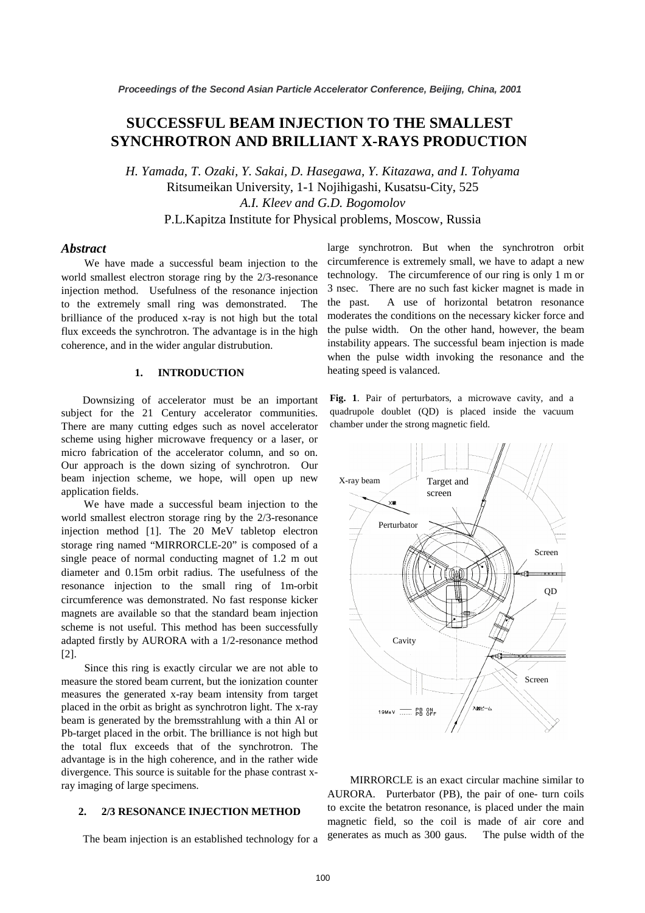# SUCCESSFUL BEAM INJECTION TO THE SMALLEST SYNCHROTRON AND BRILLIANT X-RAYS PRODUCTION

*H. Yamada, T. Ozaki, Y. Sakai, D. Hasegawa, Y. Kitazawa, and I. Tohyama*
Ritsumeikan University, 1-1 Nojihigashi, Kusatsu-City, 525
*A.I. Kleev and G.D. Bogomolov*
P.L.Kapitza Institute for Physical problems, Moscow, Russia

## *Abstract*

We have made a successful beam injection to the world smallest electron storage ring by the 2/3-resonance injection method. Usefulness of the resonance injection to the extremely small ring was demonstrated. The brilliance of the produced x-ray is not high but the total flux exceeds the synchrotron. The advantage is in the high coherence, and in the wider angular distrubution.

## 1. INTRODUCTION

Downsizing of accelerator must be an important subject for the 21 Century accelerator communities. There are many cutting edges such as novel accelerator scheme using higher microwave frequency or a laser, or micro fabrication of the accelerator column, and so on. Our approach is the down sizing of synchrotron. Our beam injection scheme, we hope, will open up new application fields.

We have made a successful beam injection to the world smallest electron storage ring by the 2/3-resonance injection method [1]. The 20 MeV tabletop electron storage ring named "MIRRORCLE-20" is composed of a single peace of normal conducting magnet of 1.2 m out diameter and 0.15m orbit radius. The usefulness of the resonance injection to the small ring of 1m-orbit circumference was demonstrated. No fast response kicker magnets are available so that the standard beam injection scheme is not useful. This method has been successfully adapted firstly by AURORA with a 1/2-resonance method [2].

Since this ring is exactly circular we are not able to measure the stored beam current, but the ionization counter measures the generated x-ray beam intensity from target placed in the orbit as bright as synchrotron light. The x-ray beam is generated by the bremsstrahlung with a thin Al or Pb-target placed in the orbit. The brilliance is not high but the total flux exceeds that of the synchrotron. The advantage is in the high coherence, and in the rather wide divergence. This source is suitable for the phase contrast x-ray imaging of large specimens.

## 2. 2/3 RESONANCE INJECTION METHOD

The beam injection is an established technology for a large synchrotron. But when the synchrotron orbit circumference is extremely small, we have to adapt a new technology. The circumference of our ring is only 1 m or 3 nsec. There are no such fast kicker magnet is made in the past. A use of horizontal betatron resonance moderates the conditions on the necessary kicker force and the pulse width. On the other hand, however, the beam instability appears. The successful beam injection is made when the pulse width invoking the resonance and the heating speed is valanced.

**Fig. 1**. Pair of perturbators, a microwave cavity, and a quadrupole doublet (QD) is placed inside the vacuum chamber under the strong magnetic field.

X-ray beam | Target and screen | Perturbator | Screen | QD | Cavity | Screen | 19MeV — PB ON ---- PB OFF | 入射ビーム

MIRRORCLE is an exact circular machine similar to AURORA. Purterbator (PB), the pair of one- turn coils to excite the betatron resonance, is placed under the main magnetic field, so the coil is made of air core and generates as much as 300 gaus. The pulse width of the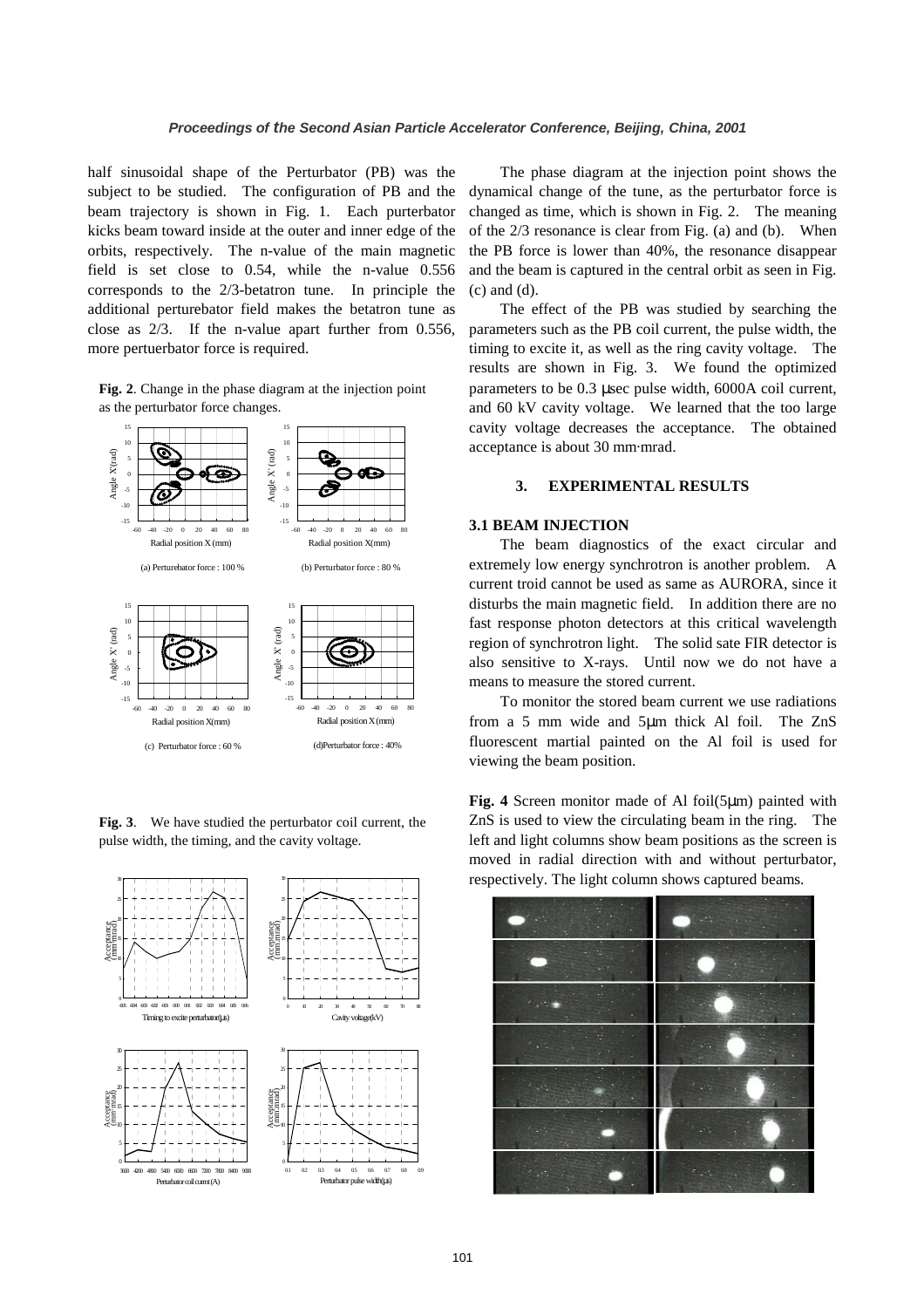half sinusoidal shape of the Perturbator (PB) was the subject to be studied. The configuration of PB and the beam trajectory is shown in Fig. 1. Each purterbator kicks beam toward inside at the outer and inner edge of the orbits, respectively. The n-value of the main magnetic field is set close to 0.54, while the n-value 0.556 corresponds to the 2/3-betatron tune. In principle the additional perturebator field makes the betatron tune as close as 2/3. If the n-value apart further from 0.556, more pertuerbator force is required.

**Fig. 2**. Change in the phase diagram at the injection point as the perturbator force changes.

(a) Perturebator force : 100 %

(b) Perturbator force : 80 %

(c) Perturbator force : 60 %

(d) Perturbator force : 40%

**Fig. 3**. We have studied the perturbator coil current, the pulse width, the timing, and the cavity voltage.

The phase diagram at the injection point shows the dynamical change of the tune, as the perturbator force is changed as time, which is shown in Fig. 2. The meaning of the 2/3 resonance is clear from Fig. (a) and (b). When the PB force is lower than 40%, the resonance disappear and the beam is captured in the central orbit as seen in Fig. (c) and (d).

The effect of the PB was studied by searching the parameters such as the PB coil current, the pulse width, the timing to excite it, as well as the ring cavity voltage. The results are shown in Fig. 3. We found the optimized parameters to be 0.3 μsec pulse width, 6000A coil current, and 60 kV cavity voltage. We learned that the too large cavity voltage decreases the acceptance. The obtained acceptance is about 30 mm·mrad.

## 3. EXPERIMENTAL RESULTS

### 3.1 BEAM INJECTION

The beam diagnostics of the exact circular and extremely low energy synchrotron is another problem. A current troid cannot be used as same as AURORA, since it disturbs the main magnetic field. In addition there are no fast response photon detectors at this critical wavelength region of synchrotron light. The solid sate FIR detector is also sensitive to X-rays. Until now we do not have a means to measure the stored current.

To monitor the stored beam current we use radiations from a 5 mm wide and 5μm thick Al foil. The ZnS fluorescent martial painted on the Al foil is used for viewing the beam position.

**Fig. 4** Screen monitor made of Al foil(5μm) painted with ZnS is used to view the circulating beam in the ring. The left and light columns show beam positions as the screen is moved in radial direction with and without perturbator, respectively. The light column shows captured beams.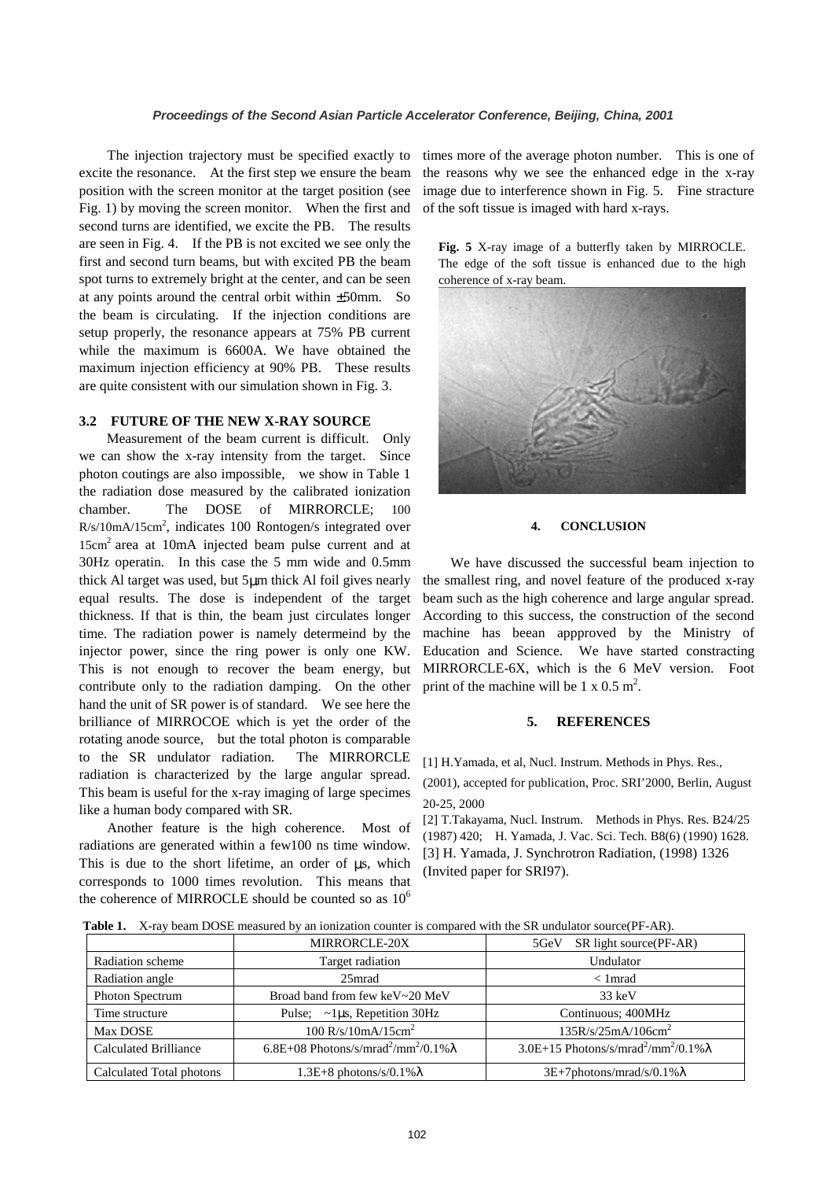The injection trajectory must be specified exactly to excite the resonance. At the first step we ensure the beam position with the screen monitor at the target position (see Fig. 1) by moving the screen monitor. When the first and second turns are identified, we excite the PB. The results are seen in Fig. 4. If the PB is not excited we see only the first and second turn beams, but with excited PB the beam spot turns to extremely bright at the center, and can be seen at any points around the central orbit within ±50mm. So the beam is circulating. If the injection conditions are setup properly, the resonance appears at 75% PB current while the maximum is 6600A. We have obtained the maximum injection efficiency at 90% PB. These results are quite consistent with our simulation shown in Fig. 3.

### 3.2 FUTURE OF THE NEW X-RAY SOURCE

Measurement of the beam current is difficult. Only we can show the x-ray intensity from the target. Since photon coutings are also impossible, we show in Table 1 the radiation dose measured by the calibrated ionization chamber. The DOSE of MIRRORCLE; 100 R/s/10mA/15cm$^2$, indicates 100 Rontogen/s integrated over 15cm$^2$ area at 10mA injected beam pulse current and at 30Hz operatin. In this case the 5 mm wide and 0.5mm thick Al target was used, but 5μm thick Al foil gives nearly equal results. The dose is independent of the target thickness. If that is thin, the beam just circulates longer time. The radiation power is namely determeind by the injector power, since the ring power is only one KW. This is not enough to recover the beam energy, but contribute only to the radiation damping. On the other hand the unit of SR power is of standard. We see here the brilliance of MIRROCOE which is yet the order of the rotating anode source, but the total photon is comparable to the SR undulator radiation. The MIRRORCLE radiation is characterized by the large angular spread. This beam is useful for the x-ray imaging of large specimes like a human body compared with SR.

Another feature is the high coherence. Most of radiations are generated within a few100 ns time window. This is due to the short lifetime, an order of μs, which corresponds to 1000 times revolution. This means that the coherence of MIRROCLE should be counted so as $10^6$ times more of the average photon number. This is one of the reasons why we see the enhanced edge in the x-ray image due to interference shown in Fig. 5. Fine structure of the soft tissue is imaged with hard x-rays.

**Fig. 5** X-ray image of a butterfly taken by MIRRCOLE. The edge of the soft tissue is enhanced due to the high coherence of x-ray beam.

## 4. CONCLUSION

We have discussed the successful beam injection to the smallest ring, and novel feature of the produced x-ray beam such as the high coherence and large angular spread. According to this success, the construction of the second machine has beean appproved by the Ministry of Education and Science. We have started constracting MIRRORCLE-6X, which is the 6 MeV version. Foot print of the machine will be 1 x 0.5 m$^2$.

## 5. REFERENCES

[1] H.Yamada, et al, Nucl. Instrum. Methods in Phys. Res., (2001), accepted for publication, Proc. SRI'2000, Berlin, August 20-25, 2000

[2] T.Takayama, Nucl. Instrum. Methods in Phys. Res. B24/25 (1987) 420; H. Yamada, J. Vac. Sci. Tech. B8(6) (1990) 1628.

[3] H. Yamada, J. Synchrotron Radiation, (1998) 1326 (Invited paper for SRI97).

**Table 1.** X-ray beam DOSE measured by an ionization counter is compared with the SR undulator source(PF-AR).

| | MIRRORCLE-20X | 5GeV SR light source(PF-AR) |
|---|---|---|
| Radiation scheme | Target radiation | Undulator |
| Radiation angle | 25mrad | < 1mrad |
| Photon Spectrum | Broad band from few keV~20 MeV | 33 keV |
| Time structure | Pulse; ~1μs, Repetition 30Hz | Continuous; 400MHz |
| Max DOSE | 100 R/s/10mA/15cm$^2$ | 135R/s/25mA/106cm$^2$ |
| Calculated Brilliance | 6.8E+08 Photons/s/mrad$^2$/mm$^2$/0.1%λ | 3.0E+15 Photons/s/mrad$^2$/mm$^2$/0.1%λ |
| Calculated Total photons | 1.3E+8 photons/s/0.1%λ | 3E+7photons/mrad/s/0.1%λ |